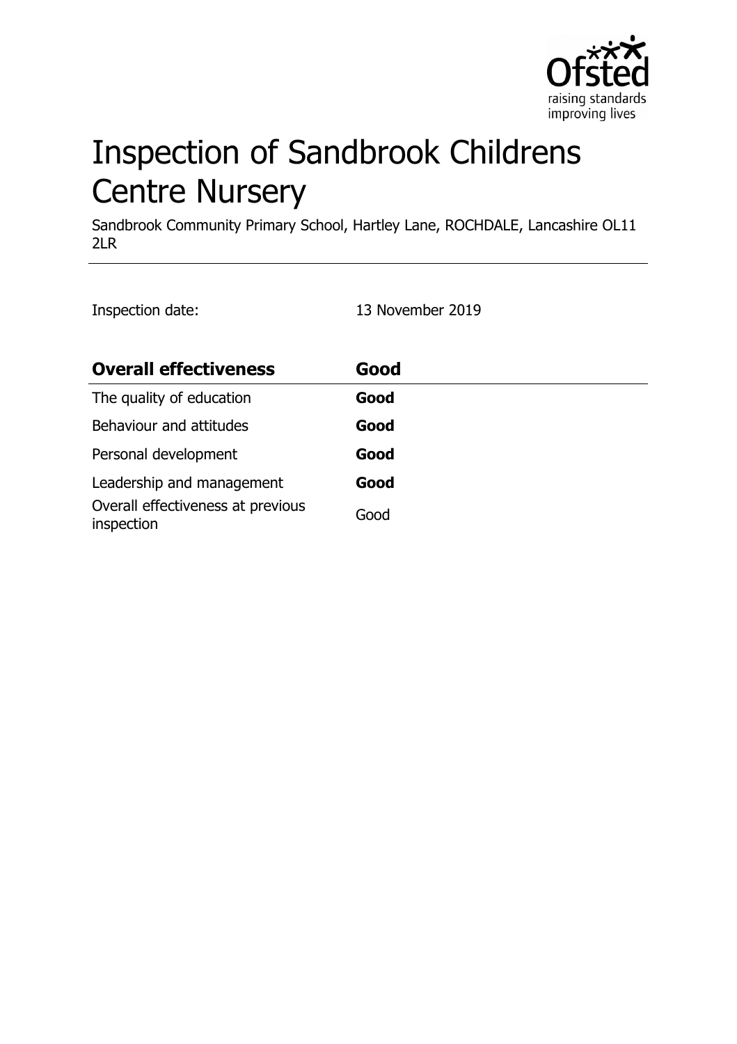# Inspection of Sandbrook Childrens Centre Nursery

Sandbrook Community Primary School, Hartley Lane, ROCHDALE, Lancashire OL11 2LR

Inspection date: 13 November 2019

| **Overall effectiveness** | **Good** |
| --- | --- |
| The quality of education | **Good** |
| Behaviour and attitudes | **Good** |
| Personal development | **Good** |
| Leadership and management | **Good** |
| Overall effectiveness at previous inspection | Good |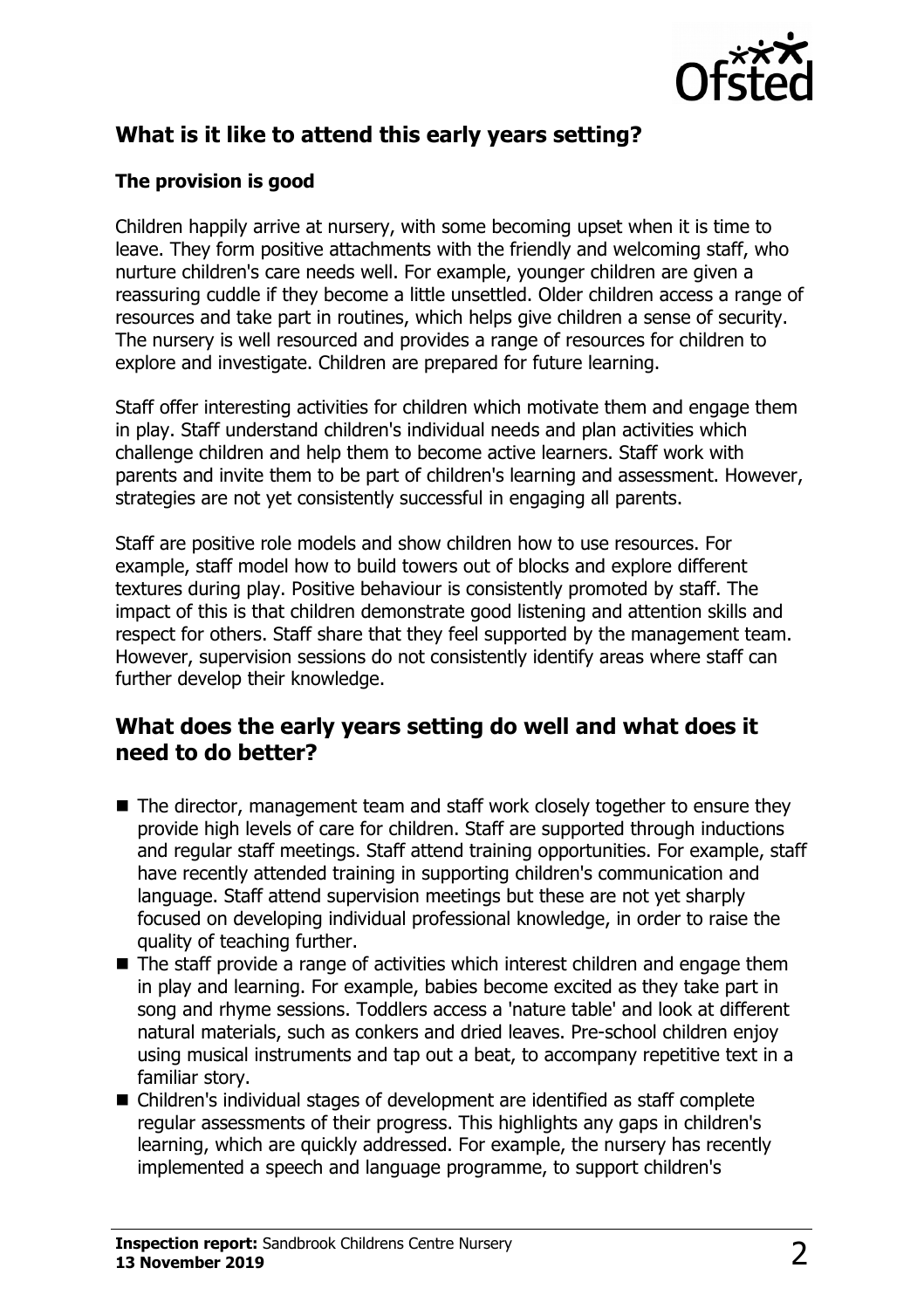## What is it like to attend this early years setting?

### The provision is good

Children happily arrive at nursery, with some becoming upset when it is time to leave. They form positive attachments with the friendly and welcoming staff, who nurture children's care needs well. For example, younger children are given a reassuring cuddle if they become a little unsettled. Older children access a range of resources and take part in routines, which helps give children a sense of security. The nursery is well resourced and provides a range of resources for children to explore and investigate. Children are prepared for future learning.

Staff offer interesting activities for children which motivate them and engage them in play. Staff understand children's individual needs and plan activities which challenge children and help them to become active learners. Staff work with parents and invite them to be part of children's learning and assessment. However, strategies are not yet consistently successful in engaging all parents.

Staff are positive role models and show children how to use resources. For example, staff model how to build towers out of blocks and explore different textures during play. Positive behaviour is consistently promoted by staff. The impact of this is that children demonstrate good listening and attention skills and respect for others. Staff share that they feel supported by the management team. However, supervision sessions do not consistently identify areas where staff can further develop their knowledge.

## What does the early years setting do well and what does it need to do better?

- The director, management team and staff work closely together to ensure they provide high levels of care for children. Staff are supported through inductions and regular staff meetings. Staff attend training opportunities. For example, staff have recently attended training in supporting children's communication and language. Staff attend supervision meetings but these are not yet sharply focused on developing individual professional knowledge, in order to raise the quality of teaching further.
- The staff provide a range of activities which interest children and engage them in play and learning. For example, babies become excited as they take part in song and rhyme sessions. Toddlers access a 'nature table' and look at different natural materials, such as conkers and dried leaves. Pre-school children enjoy using musical instruments and tap out a beat, to accompany repetitive text in a familiar story.
- Children's individual stages of development are identified as staff complete regular assessments of their progress. This highlights any gaps in children's learning, which are quickly addressed. For example, the nursery has recently implemented a speech and language programme, to support children's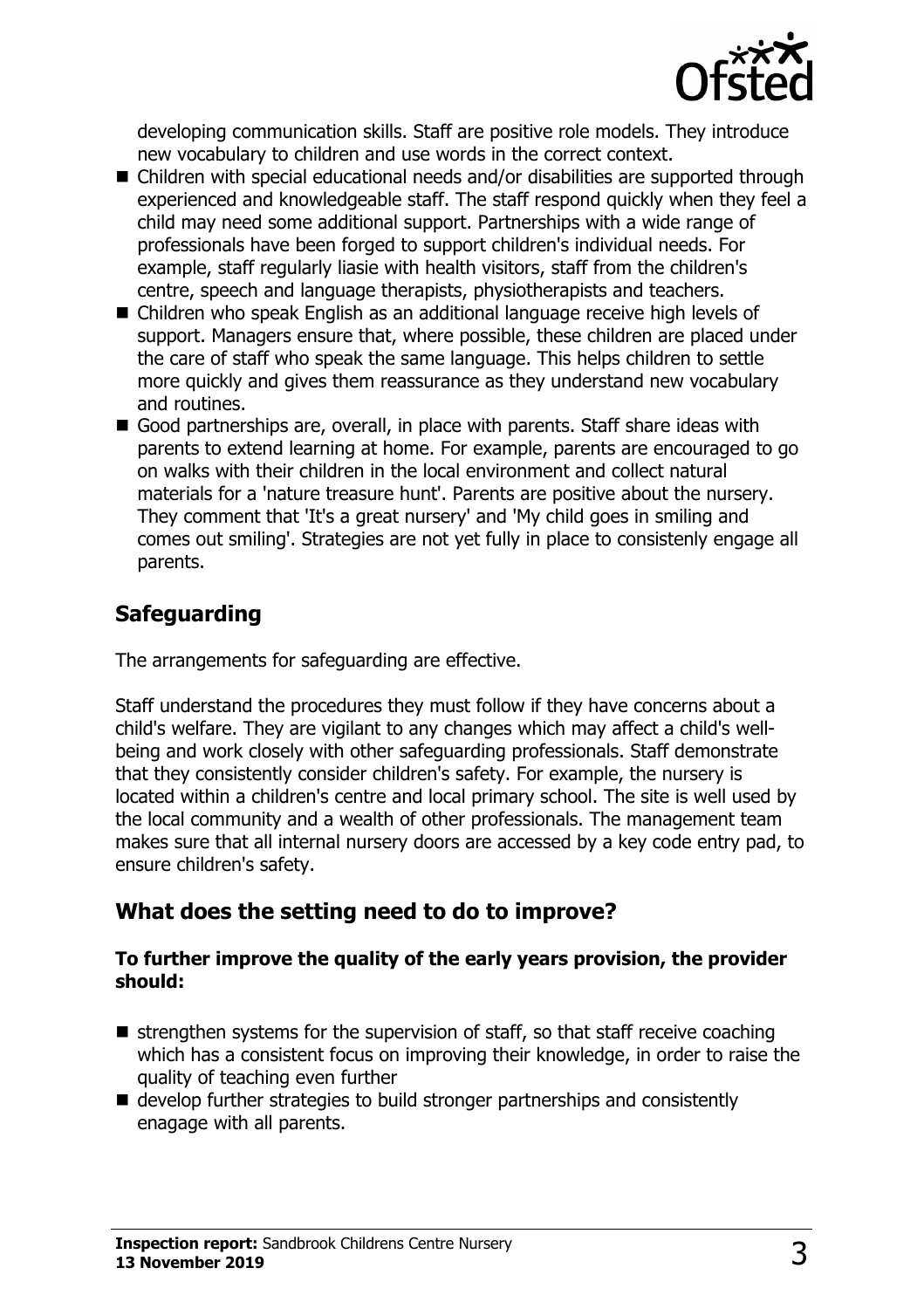developing communication skills. Staff are positive role models. They introduce new vocabulary to children and use words in the correct context.

- Children with special educational needs and/or disabilities are supported through experienced and knowledgeable staff. The staff respond quickly when they feel a child may need some additional support. Partnerships with a wide range of professionals have been forged to support children's individual needs. For example, staff regularly liasie with health visitors, staff from the children's centre, speech and language therapists, physiotherapists and teachers.
- Children who speak English as an additional language receive high levels of support. Managers ensure that, where possible, these children are placed under the care of staff who speak the same language. This helps children to settle more quickly and gives them reassurance as they understand new vocabulary and routines.
- Good partnerships are, overall, in place with parents. Staff share ideas with parents to extend learning at home. For example, parents are encouraged to go on walks with their children in the local environment and collect natural materials for a 'nature treasure hunt'. Parents are positive about the nursery. They comment that 'It's a great nursery' and 'My child goes in smiling and comes out smiling'. Strategies are not yet fully in place to consistently engage all parents.

## Safeguarding

The arrangements for safeguarding are effective.

Staff understand the procedures they must follow if they have concerns about a child's welfare. They are vigilant to any changes which may affect a child's well-being and work closely with other safeguarding professionals. Staff demonstrate that they consistently consider children's safety. For example, the nursery is located within a children's centre and local primary school. The site is well used by the local community and a wealth of other professionals. The management team makes sure that all internal nursery doors are accessed by a key code entry pad, to ensure children's safety.

## What does the setting need to do to improve?

**To further improve the quality of the early years provision, the provider should:**

- strengthen systems for the supervision of staff, so that staff receive coaching which has a consistent focus on improving their knowledge, in order to raise the quality of teaching even further
- develop further strategies to build stronger partnerships and consistently enagage with all parents.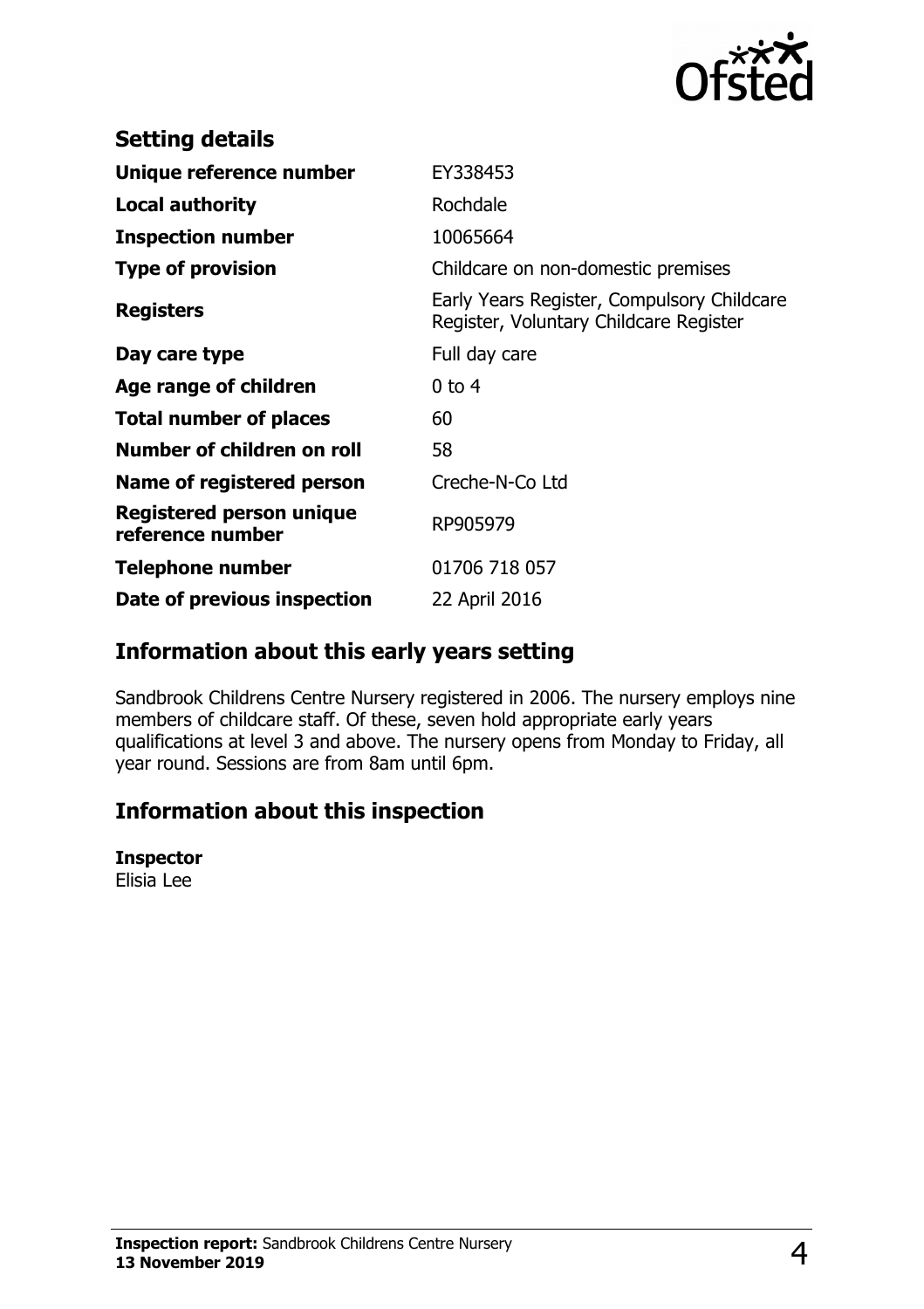## Setting details

| | |
|---|---|
| **Unique reference number** | EY338453 |
| **Local authority** | Rochdale |
| **Inspection number** | 10065664 |
| **Type of provision** | Childcare on non-domestic premises |
| **Registers** | Early Years Register, Compulsory Childcare Register, Voluntary Childcare Register |
| **Day care type** | Full day care |
| **Age range of children** | 0 to 4 |
| **Total number of places** | 60 |
| **Number of children on roll** | 58 |
| **Name of registered person** | Creche-N-Co Ltd |
| **Registered person unique reference number** | RP905979 |
| **Telephone number** | 01706 718 057 |
| **Date of previous inspection** | 22 April 2016 |

## Information about this early years setting

Sandbrook Childrens Centre Nursery registered in 2006. The nursery employs nine members of childcare staff. Of these, seven hold appropriate early years qualifications at level 3 and above. The nursery opens from Monday to Friday, all year round. Sessions are from 8am until 6pm.

## Information about this inspection

**Inspector**
Elisia Lee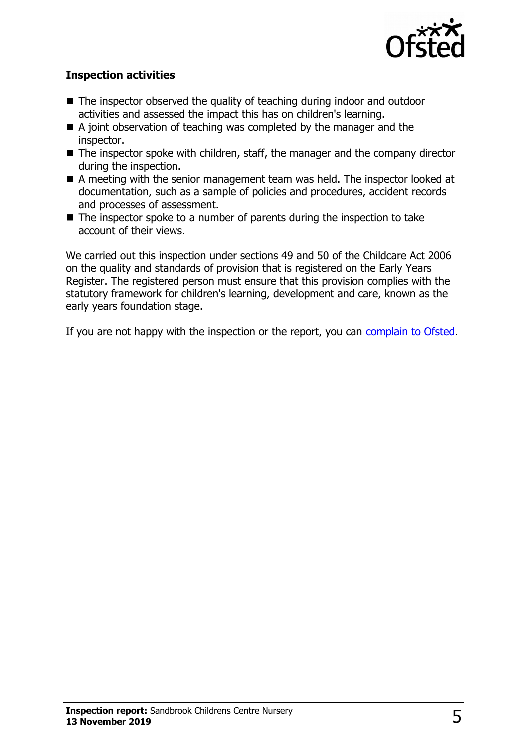### Inspection activities

- The inspector observed the quality of teaching during indoor and outdoor activities and assessed the impact this has on children's learning.
- A joint observation of teaching was completed by the manager and the inspector.
- The inspector spoke with children, staff, the manager and the company director during the inspection.
- A meeting with the senior management team was held. The inspector looked at documentation, such as a sample of policies and procedures, accident records and processes of assessment.
- The inspector spoke to a number of parents during the inspection to take account of their views.

We carried out this inspection under sections 49 and 50 of the Childcare Act 2006 on the quality and standards of provision that is registered on the Early Years Register. The registered person must ensure that this provision complies with the statutory framework for children's learning, development and care, known as the early years foundation stage.

If you are not happy with the inspection or the report, you can complain to Ofsted.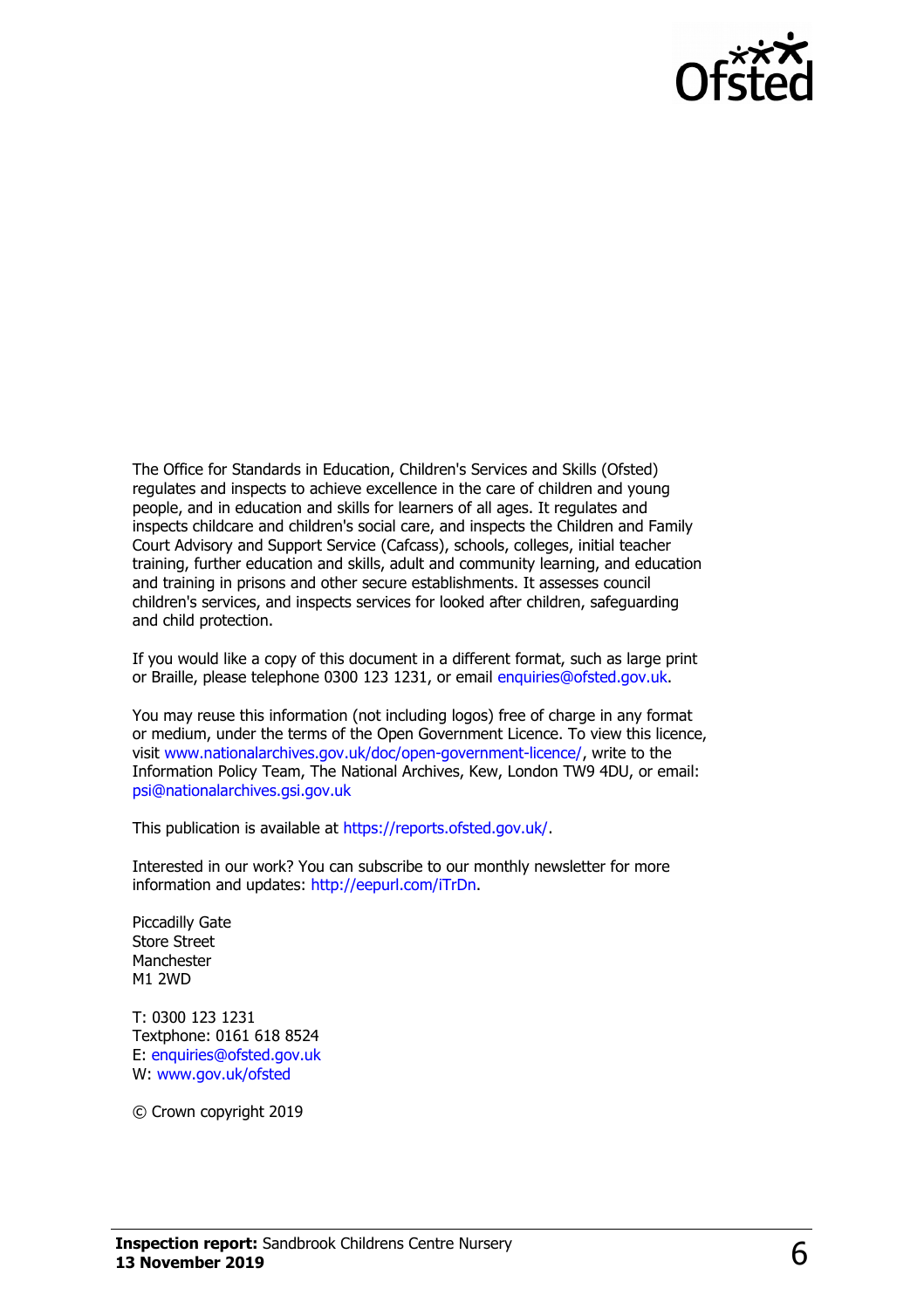The Office for Standards in Education, Children's Services and Skills (Ofsted) regulates and inspects to achieve excellence in the care of children and young people, and in education and skills for learners of all ages. It regulates and inspects childcare and children's social care, and inspects the Children and Family Court Advisory and Support Service (Cafcass), schools, colleges, initial teacher training, further education and skills, adult and community learning, and education and training in prisons and other secure establishments. It assesses council children's services, and inspects services for looked after children, safeguarding and child protection.

If you would like a copy of this document in a different format, such as large print or Braille, please telephone 0300 123 1231, or email enquiries@ofsted.gov.uk.

You may reuse this information (not including logos) free of charge in any format or medium, under the terms of the Open Government Licence. To view this licence, visit www.nationalarchives.gov.uk/doc/open-government-licence/, write to the Information Policy Team, The National Archives, Kew, London TW9 4DU, or email: psi@nationalarchives.gsi.gov.uk

This publication is available at https://reports.ofsted.gov.uk/.

Interested in our work? You can subscribe to our monthly newsletter for more information and updates: http://eepurl.com/iTrDn.

Piccadilly Gate
Store Street
Manchester
M1 2WD

T: 0300 123 1231
Textphone: 0161 618 8524
E: enquiries@ofsted.gov.uk
W: www.gov.uk/ofsted

© Crown copyright 2019